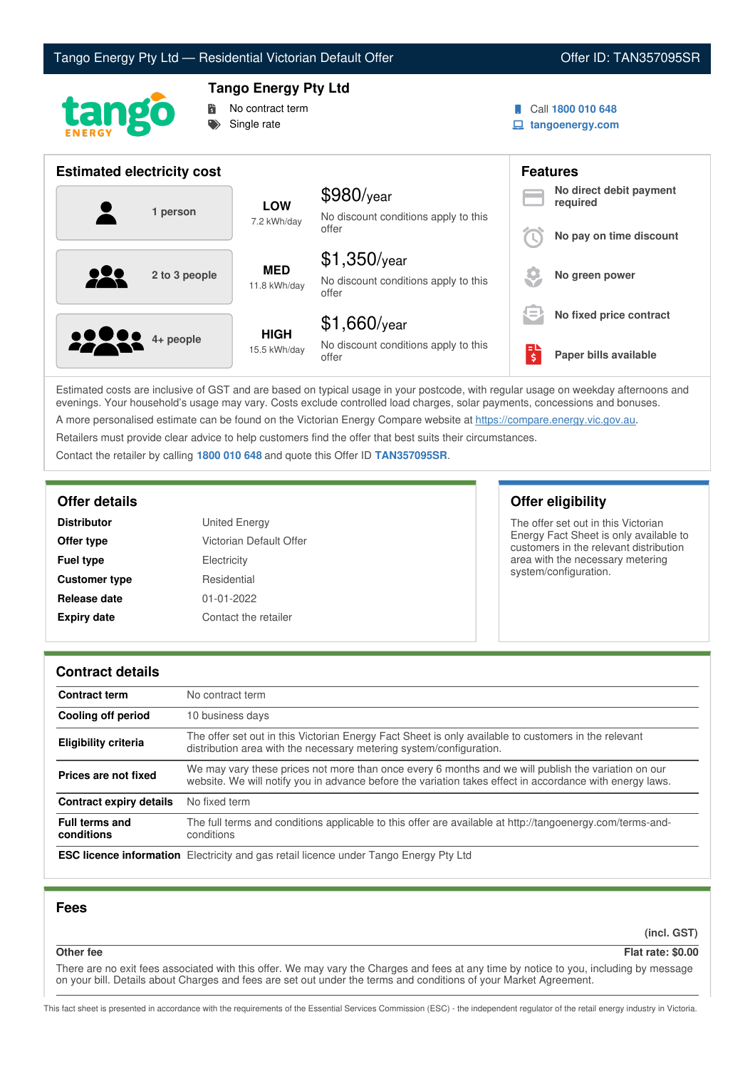# Tango Energy Pty Ltd — Residential Victorian Default Offer

Offer ID: TAN357095SR

## Tango Energy Pty Ltd

- No contract term
- Single rate

Call **1800 010 648**
**tangoenergy.com**

## Estimated electricity cost

| Household | Usage | Cost |
|---|---|---|
| 1 person | **LOW** 7.2 kWh/day | $980/year — No discount conditions apply to this offer |
| 2 to 3 people | **MED** 11.8 kWh/day | $1,350/year — No discount conditions apply to this offer |
| 4+ people | **HIGH** 15.5 kWh/day | $1,660/year — No discount conditions apply to this offer |

## Features

- **No direct debit payment required**
- **No pay on time discount**
- **No green power**
- **No fixed price contract**
- **Paper bills available**

Estimated costs are inclusive of GST and are based on typical usage in your postcode, with regular usage on weekday afternoons and evenings. Your household's usage may vary. Costs exclude controlled load charges, solar payments, concessions and bonuses.

A more personalised estimate can be found on the Victorian Energy Compare website at https://compare.energy.vic.gov.au.

Retailers must provide clear advice to help customers find the offer that best suits their circumstances.

Contact the retailer by calling **1800 010 648** and quote this Offer ID **TAN357095SR**.

## Offer details

| | |
|---|---|
| **Distributor** | United Energy |
| **Offer type** | Victorian Default Offer |
| **Fuel type** | Electricity |
| **Customer type** | Residential |
| **Release date** | 01-01-2022 |
| **Expiry date** | Contact the retailer |

## Offer eligibility

The offer set out in this Victorian Energy Fact Sheet is only available to customers in the relevant distribution area with the necessary metering system/configuration.

## Contract details

| | |
|---|---|
| **Contract term** | No contract term |
| **Cooling off period** | 10 business days |
| **Eligibility criteria** | The offer set out in this Victorian Energy Fact Sheet is only available to customers in the relevant distribution area with the necessary metering system/configuration. |
| **Prices are not fixed** | We may vary these prices not more than once every 6 months and we will publish the variation on our website. We will notify you in advance before the variation takes effect in accordance with energy laws. |
| **Contract expiry details** | No fixed term |
| **Full terms and conditions** | The full terms and conditions applicable to this offer are available at http://tangoenergy.com/terms-and-conditions |
| **ESC licence information** | Electricity and gas retail licence under Tango Energy Pty Ltd |

## Fees

| | (incl. GST) |
|---|---|
| **Other fee** | **Flat rate: $0.00** |

There are no exit fees associated with this offer. We may vary the Charges and fees at any time by notice to you, including by message on your bill. Details about Charges and fees are set out under the terms and conditions of your Market Agreement.

This fact sheet is presented in accordance with the requirements of the Essential Services Commission (ESC) - the independent regulator of the retail energy industry in Victoria.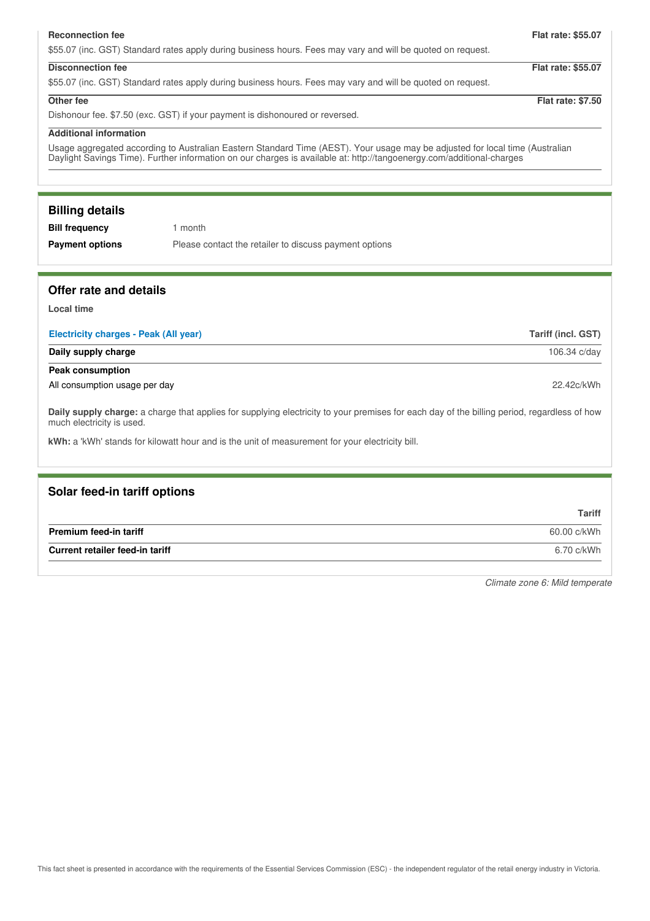| | |
|---|---|
| **Reconnection fee** | **Flat rate: $55.07** |
| $55.07 (inc. GST) Standard rates apply during business hours. Fees may vary and will be quoted on request. | |
| **Disconnection fee** | **Flat rate: $55.07** |
| $55.07 (inc. GST) Standard rates apply during business hours. Fees may vary and will be quoted on request. | |
| **Other fee** | **Flat rate: $7.50** |
| Dishonour fee. $7.50 (exc. GST) if your payment is dishonoured or reversed. | |

**Additional information**

Usage aggregated according to Australian Eastern Standard Time (AEST). Your usage may be adjusted for local time (Australian Daylight Savings Time). Further information on our charges is available at: http://tangoenergy.com/additional-charges

## Billing details

| | |
|---|---|
| **Bill frequency** | 1 month |
| **Payment options** | Please contact the retailer to discuss payment options |

## Offer rate and details

**Local time**

| Electricity charges - Peak (All year) | Tariff (incl. GST) |
|---|---|
| **Daily supply charge** | 106.34 c/day |
| **Peak consumption** | |
| All consumption usage per day | 22.42c/kWh |

**Daily supply charge:** a charge that applies for supplying electricity to your premises for each day of the billing period, regardless of how much electricity is used.

**kWh:** a 'kWh' stands for kilowatt hour and is the unit of measurement for your electricity bill.

## Solar feed-in tariff options

| | Tariff |
|---|---|
| **Premium feed-in tariff** | 60.00 c/kWh |
| **Current retailer feed-in tariff** | 6.70 c/kWh |

*Climate zone 6: Mild temperate*

This fact sheet is presented in accordance with the requirements of the Essential Services Commission (ESC) - the independent regulator of the retail energy industry in Victoria.